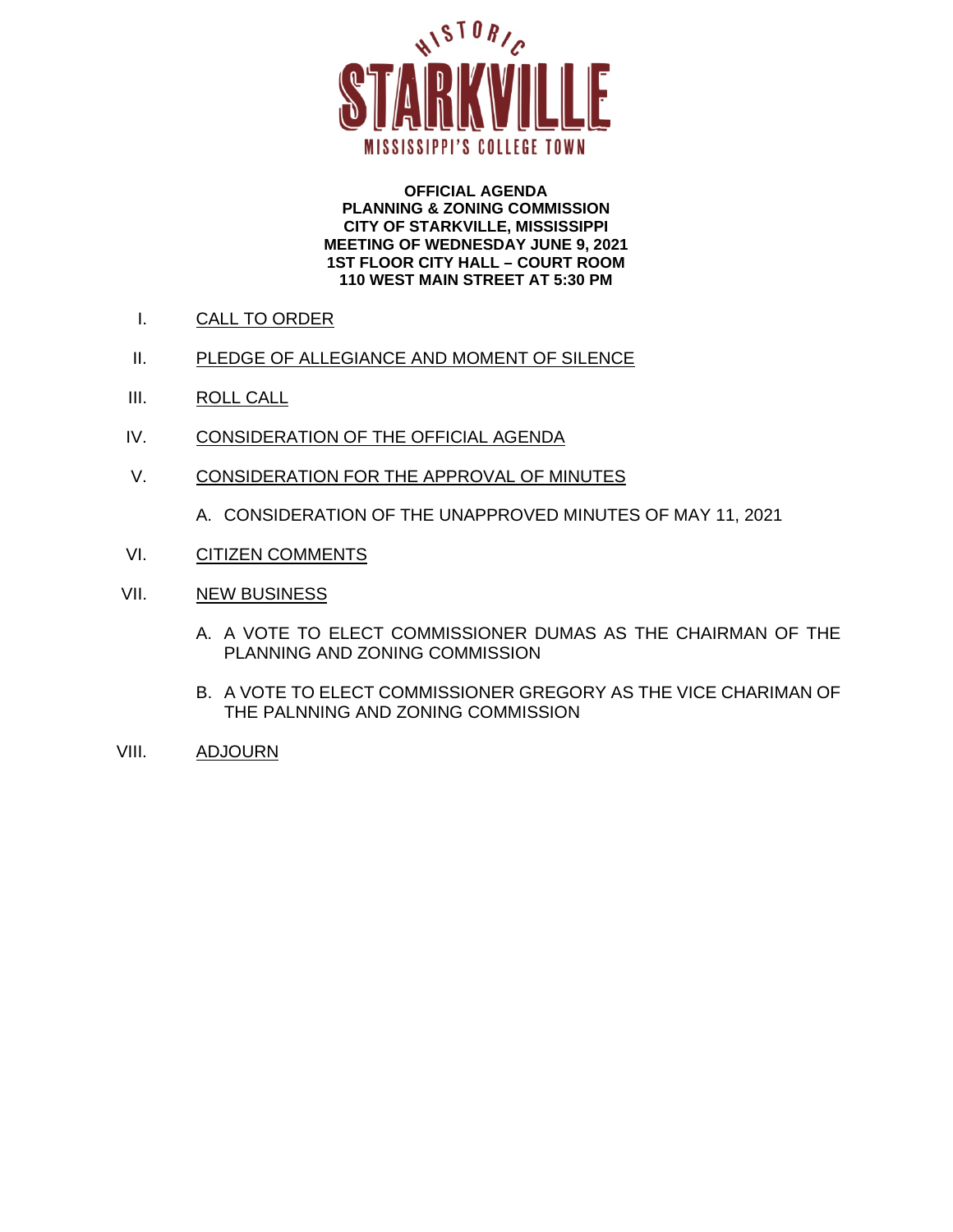HISTORIC STARKVILLE
MISSISSIPPI'S COLLEGE TOWN

**OFFICIAL AGENDA**
**PLANNING & ZONING COMMISSION**
**CITY OF STARKVILLE, MISSISSIPPI**
**MEETING OF WEDNESDAY JUNE 9, 2021**
**1ST FLOOR CITY HALL – COURT ROOM**
**110 WEST MAIN STREET AT 5:30 PM**

I. CALL TO ORDER

II. PLEDGE OF ALLEGIANCE AND MOMENT OF SILENCE

III. ROLL CALL

IV. CONSIDERATION OF THE OFFICIAL AGENDA

V. CONSIDERATION FOR THE APPROVAL OF MINUTES

   A. CONSIDERATION OF THE UNAPPROVED MINUTES OF MAY 11, 2021

VI. CITIZEN COMMENTS

VII. NEW BUSINESS

   A. A VOTE TO ELECT COMMISSIONER DUMAS AS THE CHAIRMAN OF THE PLANNING AND ZONING COMMISSION

   B. A VOTE TO ELECT COMMISSIONER GREGORY AS THE VICE CHARIMAN OF THE PALNNING AND ZONING COMMISSION

VIII. ADJOURN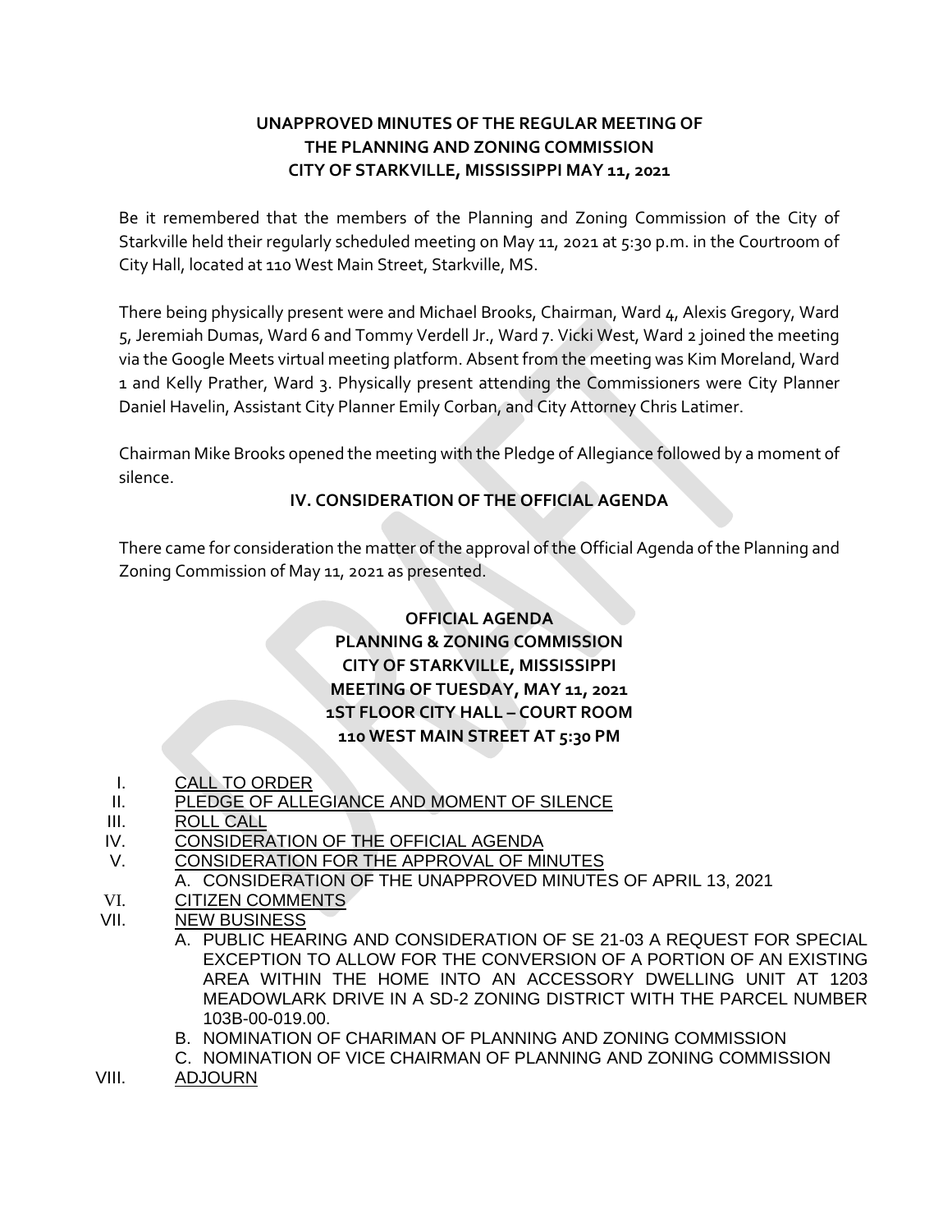**UNAPPROVED MINUTES OF THE REGULAR MEETING OF THE PLANNING AND ZONING COMMISSION CITY OF STARKVILLE, MISSISSIPPI MAY 11, 2021**

Be it remembered that the members of the Planning and Zoning Commission of the City of Starkville held their regularly scheduled meeting on May 11, 2021 at 5:30 p.m. in the Courtroom of City Hall, located at 110 West Main Street, Starkville, MS.

There being physically present were and Michael Brooks, Chairman, Ward 4, Alexis Gregory, Ward 5, Jeremiah Dumas, Ward 6 and Tommy Verdell Jr., Ward 7. Vicki West, Ward 2 joined the meeting via the Google Meets virtual meeting platform. Absent from the meeting was Kim Moreland, Ward 1 and Kelly Prather, Ward 3. Physically present attending the Commissioners were City Planner Daniel Havelin, Assistant City Planner Emily Corban, and City Attorney Chris Latimer.

Chairman Mike Brooks opened the meeting with the Pledge of Allegiance followed by a moment of silence.

**IV. CONSIDERATION OF THE OFFICIAL AGENDA**

There came for consideration the matter of the approval of the Official Agenda of the Planning and Zoning Commission of May 11, 2021 as presented.

**OFFICIAL AGENDA**
**PLANNING & ZONING COMMISSION**
**CITY OF STARKVILLE, MISSISSIPPI**
**MEETING OF TUESDAY, MAY 11, 2021**
**1ST FLOOR CITY HALL – COURT ROOM**
**110 WEST MAIN STREET AT 5:30 PM**

I. CALL TO ORDER
II. PLEDGE OF ALLEGIANCE AND MOMENT OF SILENCE
III. ROLL CALL
IV. CONSIDERATION OF THE OFFICIAL AGENDA
V. CONSIDERATION FOR THE APPROVAL OF MINUTES
   A. CONSIDERATION OF THE UNAPPROVED MINUTES OF APRIL 13, 2021
VI. CITIZEN COMMENTS
VII. NEW BUSINESS
   A. PUBLIC HEARING AND CONSIDERATION OF SE 21-03 A REQUEST FOR SPECIAL EXCEPTION TO ALLOW FOR THE CONVERSION OF A PORTION OF AN EXISTING AREA WITHIN THE HOME INTO AN ACCESSORY DWELLING UNIT AT 1203 MEADOWLARK DRIVE IN A SD-2 ZONING DISTRICT WITH THE PARCEL NUMBER 103B-00-019.00.
   B. NOMINATION OF CHARIMAN OF PLANNING AND ZONING COMMISSION
   C. NOMINATION OF VICE CHAIRMAN OF PLANNING AND ZONING COMMISSION
VIII. ADJOURN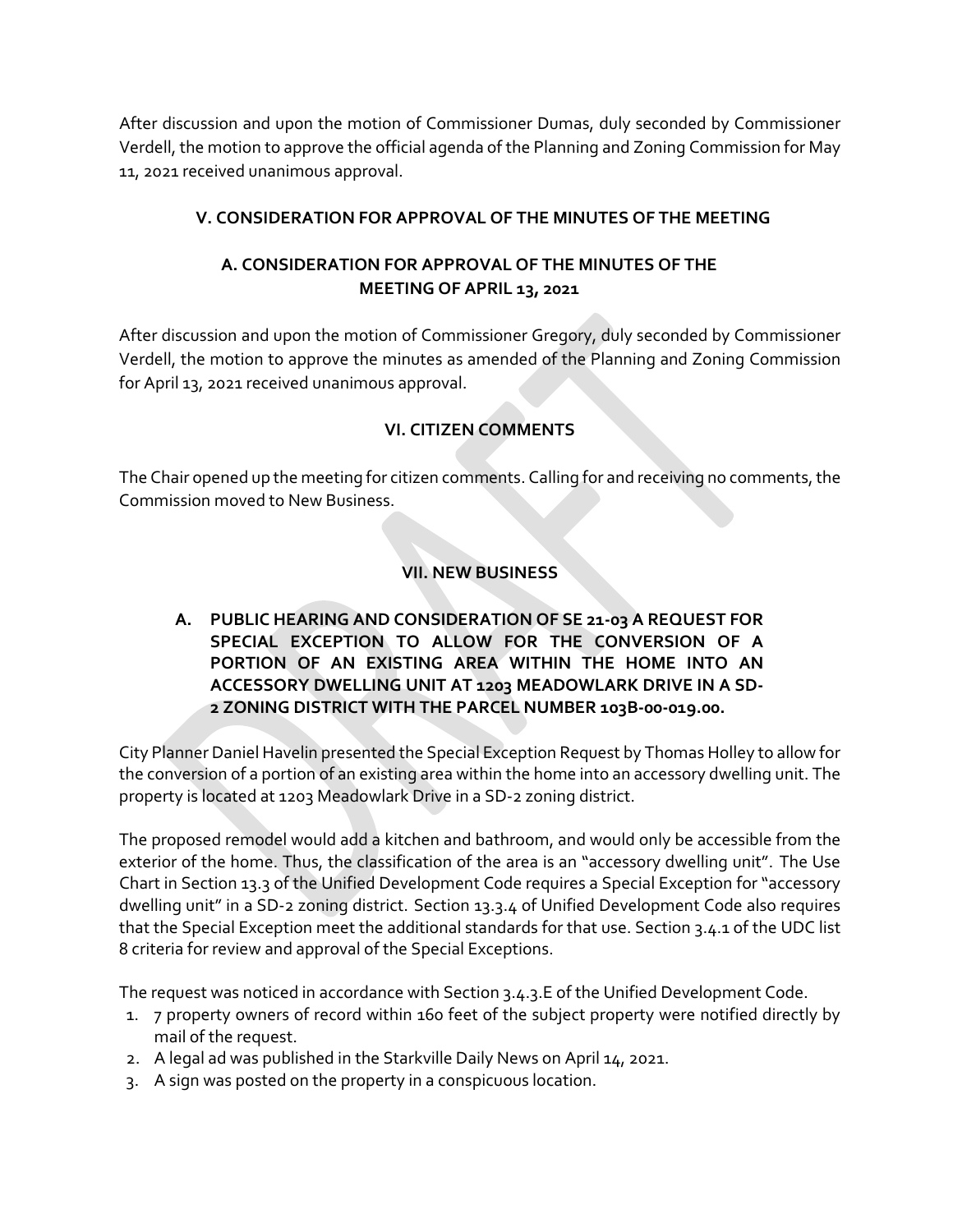After discussion and upon the motion of Commissioner Dumas, duly seconded by Commissioner Verdell, the motion to approve the official agenda of the Planning and Zoning Commission for May 11, 2021 received unanimous approval.

## V. CONSIDERATION FOR APPROVAL OF THE MINUTES OF THE MEETING

### A. CONSIDERATION FOR APPROVAL OF THE MINUTES OF THE MEETING OF APRIL 13, 2021

After discussion and upon the motion of Commissioner Gregory, duly seconded by Commissioner Verdell, the motion to approve the minutes as amended of the Planning and Zoning Commission for April 13, 2021 received unanimous approval.

## VI. CITIZEN COMMENTS

The Chair opened up the meeting for citizen comments. Calling for and receiving no comments, the Commission moved to New Business.

## VII. NEW BUSINESS

### A. PUBLIC HEARING AND CONSIDERATION OF SE 21-03 A REQUEST FOR SPECIAL EXCEPTION TO ALLOW FOR THE CONVERSION OF A PORTION OF AN EXISTING AREA WITHIN THE HOME INTO AN ACCESSORY DWELLING UNIT AT 1203 MEADOWLARK DRIVE IN A SD-2 ZONING DISTRICT WITH THE PARCEL NUMBER 103B-00-019.00.

City Planner Daniel Havelin presented the Special Exception Request by Thomas Holley to allow for the conversion of a portion of an existing area within the home into an accessory dwelling unit. The property is located at 1203 Meadowlark Drive in a SD-2 zoning district.

The proposed remodel would add a kitchen and bathroom, and would only be accessible from the exterior of the home. Thus, the classification of the area is an "accessory dwelling unit". The Use Chart in Section 13.3 of the Unified Development Code requires a Special Exception for "accessory dwelling unit" in a SD-2 zoning district. Section 13.3.4 of Unified Development Code also requires that the Special Exception meet the additional standards for that use. Section 3.4.1 of the UDC list 8 criteria for review and approval of the Special Exceptions.

The request was noticed in accordance with Section 3.4.3.E of the Unified Development Code.

1. 7 property owners of record within 160 feet of the subject property were notified directly by mail of the request.
2. A legal ad was published in the Starkville Daily News on April 14, 2021.
3. A sign was posted on the property in a conspicuous location.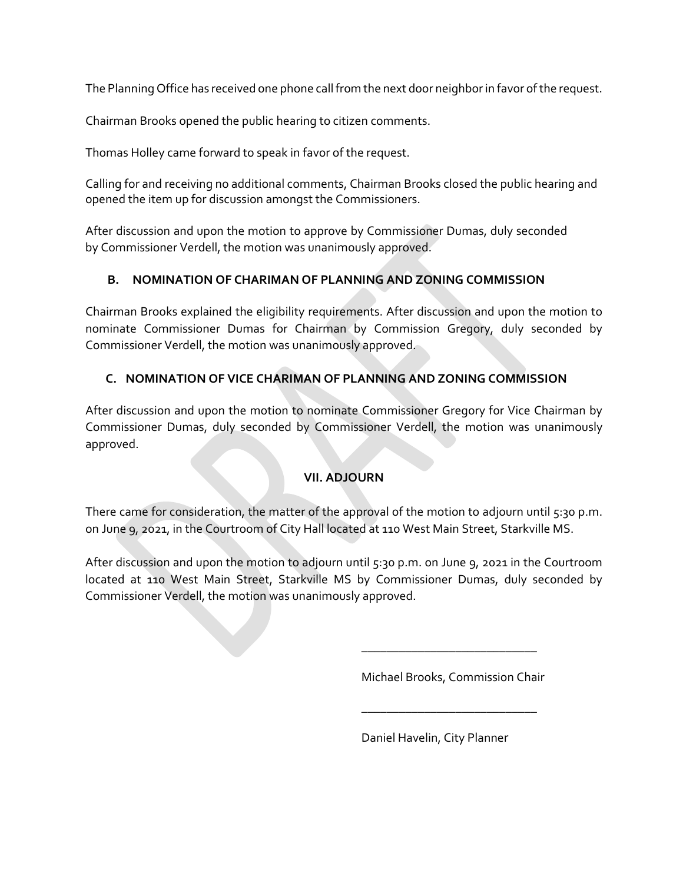The Planning Office has received one phone call from the next door neighbor in favor of the request.

Chairman Brooks opened the public hearing to citizen comments.

Thomas Holley came forward to speak in favor of the request.

Calling for and receiving no additional comments, Chairman Brooks closed the public hearing and opened the item up for discussion amongst the Commissioners.

After discussion and upon the motion to approve by Commissioner Dumas, duly seconded by Commissioner Verdell, the motion was unanimously approved.

### B. NOMINATION OF CHARIMAN OF PLANNING AND ZONING COMMISSION

Chairman Brooks explained the eligibility requirements. After discussion and upon the motion to nominate Commissioner Dumas for Chairman by Commission Gregory, duly seconded by Commissioner Verdell, the motion was unanimously approved.

### C. NOMINATION OF VICE CHARIMAN OF PLANNING AND ZONING COMMISSION

After discussion and upon the motion to nominate Commissioner Gregory for Vice Chairman by Commissioner Dumas, duly seconded by Commissioner Verdell, the motion was unanimously approved.

## VII. ADJOURN

There came for consideration, the matter of the approval of the motion to adjourn until 5:30 p.m. on June 9, 2021, in the Courtroom of City Hall located at 110 West Main Street, Starkville MS.

After discussion and upon the motion to adjourn until 5:30 p.m. on June 9, 2021 in the Courtroom located at 110 West Main Street, Starkville MS by Commissioner Dumas, duly seconded by Commissioner Verdell, the motion was unanimously approved.

___________________________

Michael Brooks, Commission Chair

___________________________

Daniel Havelin, City Planner